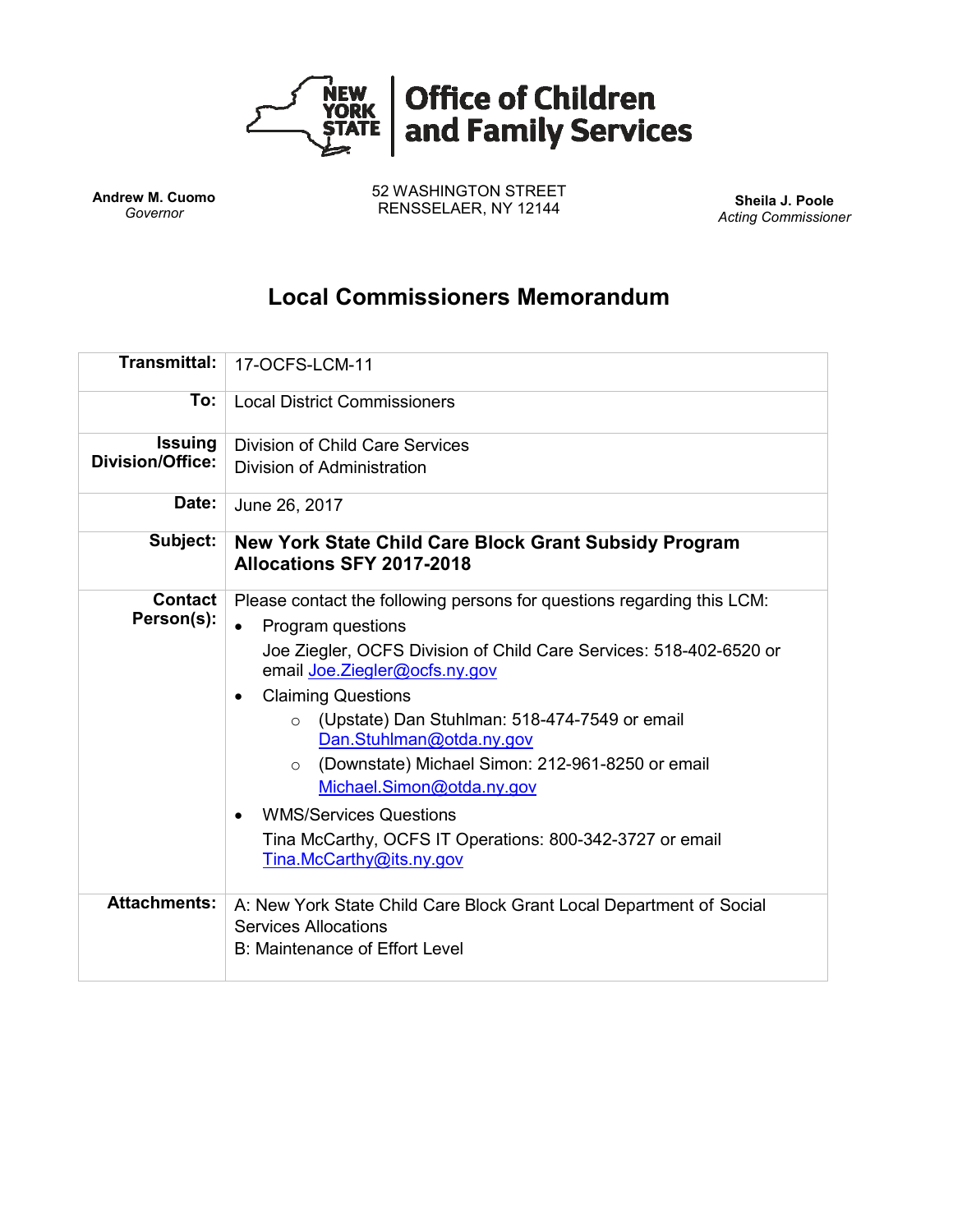# Office of Children and Family Services

**Andrew M. Cuomo**
*Governor*

52 WASHINGTON STREET
RENSSELAER, NY 12144

**Sheila J. Poole**
*Acting Commissioner*

## Local Commissioners Memorandum

| | |
|---|---|
| **Transmittal:** | 17-OCFS-LCM-11 |
| **To:** | Local District Commissioners |
| **Issuing Division/Office:** | Division of Child Care Services<br>Division of Administration |
| **Date:** | June 26, 2017 |
| **Subject:** | **New York State Child Care Block Grant Subsidy Program Allocations SFY 2017-2018** |
| **Contact Person(s):** | Please contact the following persons for questions regarding this LCM:<br>• Program questions<br>Joe Ziegler, OCFS Division of Child Care Services: 518-402-6520 or email Joe.Ziegler@ocfs.ny.gov<br>• Claiming Questions<br>o (Upstate) Dan Stuhlman: 518-474-7549 or email Dan.Stuhlman@otda.ny.gov<br>o (Downstate) Michael Simon: 212-961-8250 or email Michael.Simon@otda.ny.gov<br>• WMS/Services Questions<br>Tina McCarthy, OCFS IT Operations: 800-342-3727 or email Tina.McCarthy@its.ny.gov |
| **Attachments:** | A: New York State Child Care Block Grant Local Department of Social Services Allocations<br>B: Maintenance of Effort Level |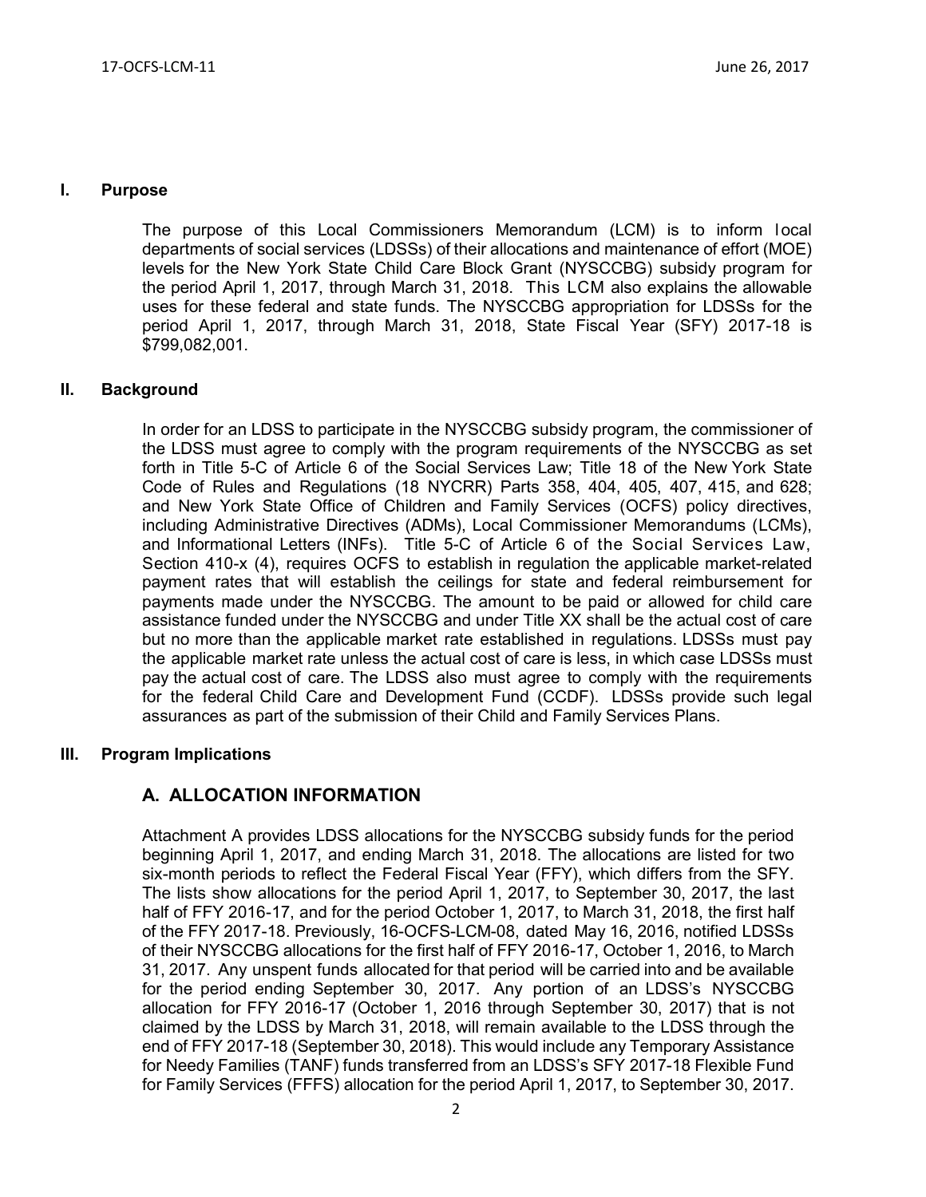## I. Purpose

The purpose of this Local Commissioners Memorandum (LCM) is to inform local departments of social services (LDSSs) of their allocations and maintenance of effort (MOE) levels for the New York State Child Care Block Grant (NYSCCBG) subsidy program for the period April 1, 2017, through March 31, 2018. This LCM also explains the allowable uses for these federal and state funds. The NYSCCBG appropriation for LDSSs for the period April 1, 2017, through March 31, 2018, State Fiscal Year (SFY) 2017-18 is $799,082,001.

## II. Background

In order for an LDSS to participate in the NYSCCBG subsidy program, the commissioner of the LDSS must agree to comply with the program requirements of the NYSCCBG as set forth in Title 5-C of Article 6 of the Social Services Law; Title 18 of the New York State Code of Rules and Regulations (18 NYCRR) Parts 358, 404, 405, 407, 415, and 628; and New York State Office of Children and Family Services (OCFS) policy directives, including Administrative Directives (ADMs), Local Commissioner Memorandums (LCMs), and Informational Letters (INFs). Title 5-C of Article 6 of the Social Services Law, Section 410-x (4), requires OCFS to establish in regulation the applicable market-related payment rates that will establish the ceilings for state and federal reimbursement for payments made under the NYSCCBG. The amount to be paid or allowed for child care assistance funded under the NYSCCBG and under Title XX shall be the actual cost of care but no more than the applicable market rate established in regulations. LDSSs must pay the applicable market rate unless the actual cost of care is less, in which case LDSSs must pay the actual cost of care. The LDSS also must agree to comply with the requirements for the federal Child Care and Development Fund (CCDF). LDSSs provide such legal assurances as part of the submission of their Child and Family Services Plans.

## III. Program Implications

### A. ALLOCATION INFORMATION

Attachment A provides LDSS allocations for the NYSCCBG subsidy funds for the period beginning April 1, 2017, and ending March 31, 2018. The allocations are listed for two six-month periods to reflect the Federal Fiscal Year (FFY), which differs from the SFY. The lists show allocations for the period April 1, 2017, to September 30, 2017, the last half of FFY 2016-17, and for the period October 1, 2017, to March 31, 2018, the first half of the FFY 2017-18. Previously, 16-OCFS-LCM-08, dated May 16, 2016, notified LDSSs of their NYSCCBG allocations for the first half of FFY 2016-17, October 1, 2016, to March 31, 2017. Any unspent funds allocated for that period will be carried into and be available for the period ending September 30, 2017. Any portion of an LDSS's NYSCCBG allocation for FFY 2016-17 (October 1, 2016 through September 30, 2017) that is not claimed by the LDSS by March 31, 2018, will remain available to the LDSS through the end of FFY 2017-18 (September 30, 2018). This would include any Temporary Assistance for Needy Families (TANF) funds transferred from an LDSS's SFY 2017-18 Flexible Fund for Family Services (FFFS) allocation for the period April 1, 2017, to September 30, 2017.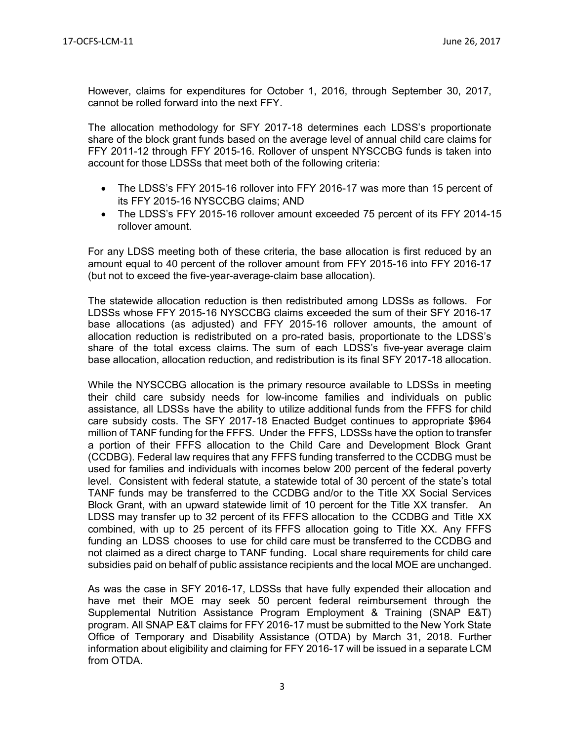However, claims for expenditures for October 1, 2016, through September 30, 2017, cannot be rolled forward into the next FFY.

The allocation methodology for SFY 2017-18 determines each LDSS's proportionate share of the block grant funds based on the average level of annual child care claims for FFY 2011-12 through FFY 2015-16. Rollover of unspent NYSCCBG funds is taken into account for those LDSSs that meet both of the following criteria:

- The LDSS's FFY 2015-16 rollover into FFY 2016-17 was more than 15 percent of its FFY 2015-16 NYSCCBG claims; AND
- The LDSS's FFY 2015-16 rollover amount exceeded 75 percent of its FFY 2014-15 rollover amount.

For any LDSS meeting both of these criteria, the base allocation is first reduced by an amount equal to 40 percent of the rollover amount from FFY 2015-16 into FFY 2016-17 (but not to exceed the five-year-average-claim base allocation).

The statewide allocation reduction is then redistributed among LDSSs as follows. For LDSSs whose FFY 2015-16 NYSCCBG claims exceeded the sum of their SFY 2016-17 base allocations (as adjusted) and FFY 2015-16 rollover amounts, the amount of allocation reduction is redistributed on a pro-rated basis, proportionate to the LDSS's share of the total excess claims. The sum of each LDSS's five-year average claim base allocation, allocation reduction, and redistribution is its final SFY 2017-18 allocation.

While the NYSCCBG allocation is the primary resource available to LDSSs in meeting their child care subsidy needs for low-income families and individuals on public assistance, all LDSSs have the ability to utilize additional funds from the FFFS for child care subsidy costs. The SFY 2017-18 Enacted Budget continues to appropriate $964 million of TANF funding for the FFFS. Under the FFFS, LDSSs have the option to transfer a portion of their FFFS allocation to the Child Care and Development Block Grant (CCDBG). Federal law requires that any FFFS funding transferred to the CCDBG must be used for families and individuals with incomes below 200 percent of the federal poverty level. Consistent with federal statute, a statewide total of 30 percent of the state's total TANF funds may be transferred to the CCDBG and/or to the Title XX Social Services Block Grant, with an upward statewide limit of 10 percent for the Title XX transfer. An LDSS may transfer up to 32 percent of its FFFS allocation to the CCDBG and Title XX combined, with up to 25 percent of its FFFS allocation going to Title XX. Any FFFS funding an LDSS chooses to use for child care must be transferred to the CCDBG and not claimed as a direct charge to TANF funding. Local share requirements for child care subsidies paid on behalf of public assistance recipients and the local MOE are unchanged.

As was the case in SFY 2016-17, LDSSs that have fully expended their allocation and have met their MOE may seek 50 percent federal reimbursement through the Supplemental Nutrition Assistance Program Employment & Training (SNAP E&T) program. All SNAP E&T claims for FFY 2016-17 must be submitted to the New York State Office of Temporary and Disability Assistance (OTDA) by March 31, 2018. Further information about eligibility and claiming for FFY 2016-17 will be issued in a separate LCM from OTDA.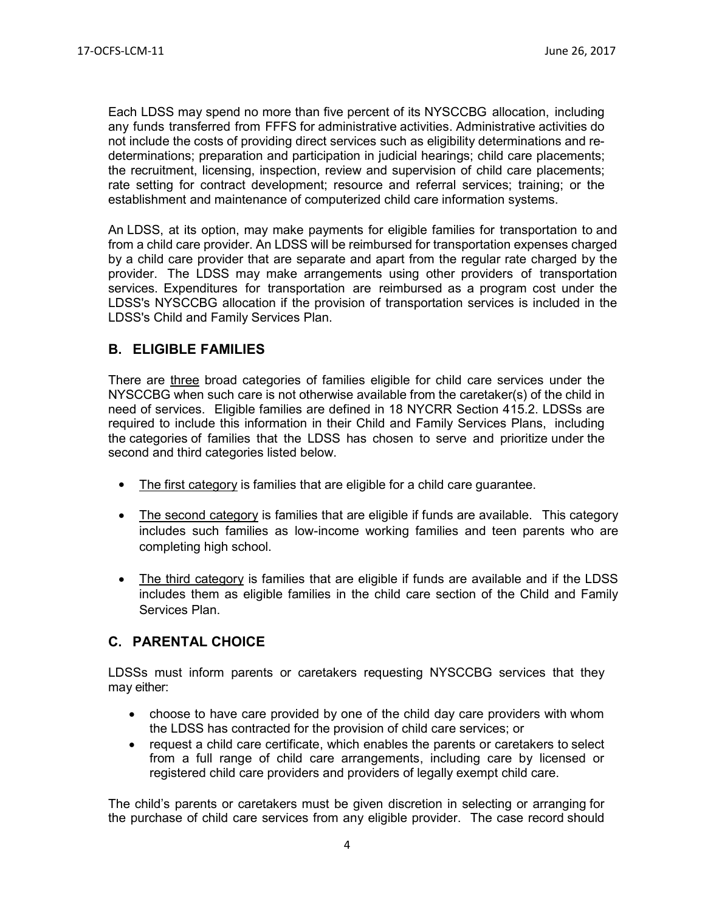Each LDSS may spend no more than five percent of its NYSCCBG allocation, including any funds transferred from FFFS for administrative activities. Administrative activities do not include the costs of providing direct services such as eligibility determinations and re-determinations; preparation and participation in judicial hearings; child care placements; the recruitment, licensing, inspection, review and supervision of child care placements; rate setting for contract development; resource and referral services; training; or the establishment and maintenance of computerized child care information systems.

An LDSS, at its option, may make payments for eligible families for transportation to and from a child care provider. An LDSS will be reimbursed for transportation expenses charged by a child care provider that are separate and apart from the regular rate charged by the provider. The LDSS may make arrangements using other providers of transportation services. Expenditures for transportation are reimbursed as a program cost under the LDSS's NYSCCBG allocation if the provision of transportation services is included in the LDSS's Child and Family Services Plan.

## B. ELIGIBLE FAMILIES

There are three broad categories of families eligible for child care services under the NYSCCBG when such care is not otherwise available from the caretaker(s) of the child in need of services. Eligible families are defined in 18 NYCRR Section 415.2. LDSSs are required to include this information in their Child and Family Services Plans, including the categories of families that the LDSS has chosen to serve and prioritize under the second and third categories listed below.

- The first category is families that are eligible for a child care guarantee.
- The second category is families that are eligible if funds are available. This category includes such families as low-income working families and teen parents who are completing high school.
- The third category is families that are eligible if funds are available and if the LDSS includes them as eligible families in the child care section of the Child and Family Services Plan.

## C. PARENTAL CHOICE

LDSSs must inform parents or caretakers requesting NYSCCBG services that they may either:

- choose to have care provided by one of the child day care providers with whom the LDSS has contracted for the provision of child care services; or
- request a child care certificate, which enables the parents or caretakers to select from a full range of child care arrangements, including care by licensed or registered child care providers and providers of legally exempt child care.

The child's parents or caretakers must be given discretion in selecting or arranging for the purchase of child care services from any eligible provider. The case record should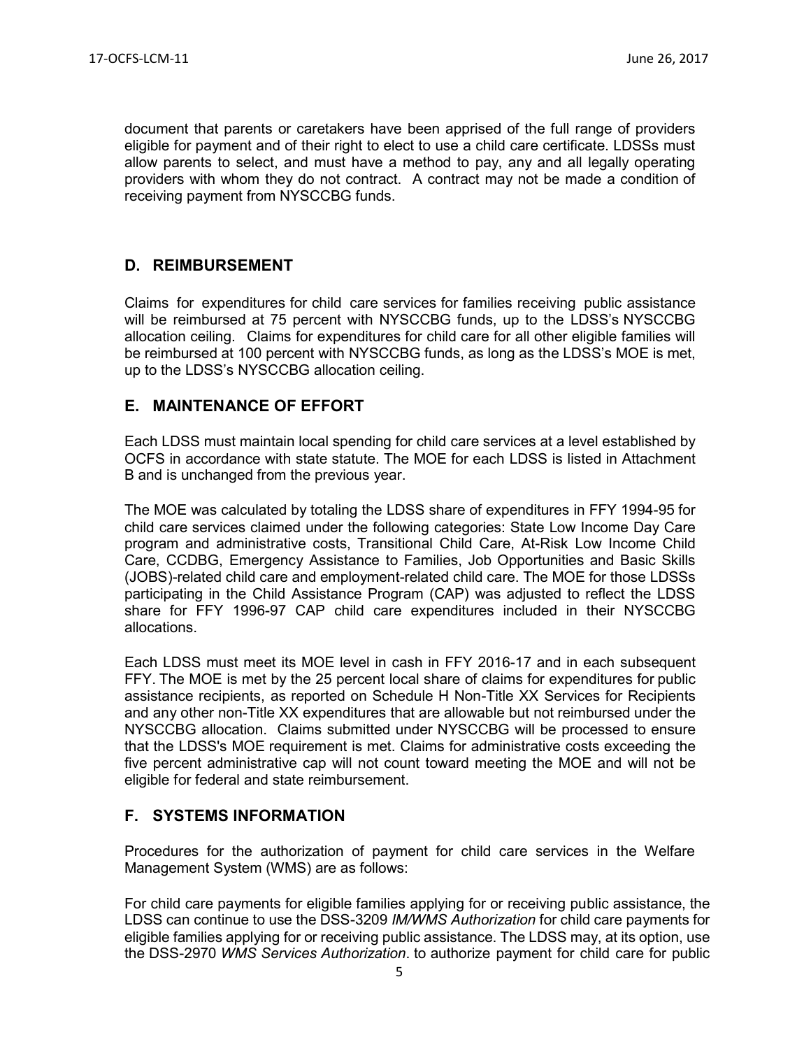document that parents or caretakers have been apprised of the full range of providers eligible for payment and of their right to elect to use a child care certificate. LDSSs must allow parents to select, and must have a method to pay, any and all legally operating providers with whom they do not contract. A contract may not be made a condition of receiving payment from NYSCCBG funds.

## D. REIMBURSEMENT

Claims for expenditures for child care services for families receiving public assistance will be reimbursed at 75 percent with NYSCCBG funds, up to the LDSS's NYSCCBG allocation ceiling. Claims for expenditures for child care for all other eligible families will be reimbursed at 100 percent with NYSCCBG funds, as long as the LDSS's MOE is met, up to the LDSS's NYSCCBG allocation ceiling.

## E. MAINTENANCE OF EFFORT

Each LDSS must maintain local spending for child care services at a level established by OCFS in accordance with state statute. The MOE for each LDSS is listed in Attachment B and is unchanged from the previous year.

The MOE was calculated by totaling the LDSS share of expenditures in FFY 1994-95 for child care services claimed under the following categories: State Low Income Day Care program and administrative costs, Transitional Child Care, At-Risk Low Income Child Care, CCDBG, Emergency Assistance to Families, Job Opportunities and Basic Skills (JOBS)-related child care and employment-related child care. The MOE for those LDSSs participating in the Child Assistance Program (CAP) was adjusted to reflect the LDSS share for FFY 1996-97 CAP child care expenditures included in their NYSCCBG allocations.

Each LDSS must meet its MOE level in cash in FFY 2016-17 and in each subsequent FFY. The MOE is met by the 25 percent local share of claims for expenditures for public assistance recipients, as reported on Schedule H Non-Title XX Services for Recipients and any other non-Title XX expenditures that are allowable but not reimbursed under the NYSCCBG allocation. Claims submitted under NYSCCBG will be processed to ensure that the LDSS's MOE requirement is met. Claims for administrative costs exceeding the five percent administrative cap will not count toward meeting the MOE and will not be eligible for federal and state reimbursement.

## F. SYSTEMS INFORMATION

Procedures for the authorization of payment for child care services in the Welfare Management System (WMS) are as follows:

For child care payments for eligible families applying for or receiving public assistance, the LDSS can continue to use the DSS-3209 *IM/WMS Authorization* for child care payments for eligible families applying for or receiving public assistance. The LDSS may, at its option, use the DSS-2970 *WMS Services Authorization*. to authorize payment for child care for public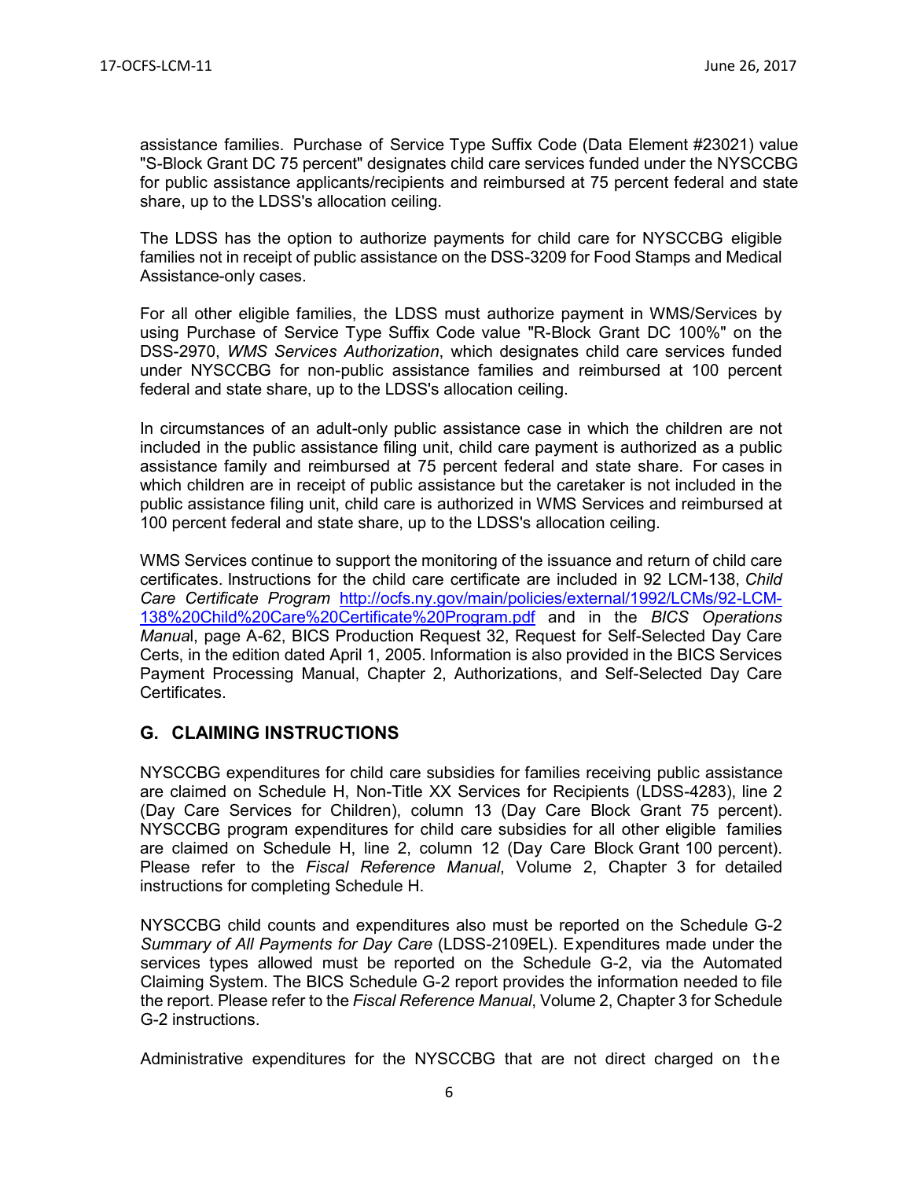assistance families. Purchase of Service Type Suffix Code (Data Element #23021) value "S-Block Grant DC 75 percent" designates child care services funded under the NYSCCBG for public assistance applicants/recipients and reimbursed at 75 percent federal and state share, up to the LDSS's allocation ceiling.

The LDSS has the option to authorize payments for child care for NYSCCBG eligible families not in receipt of public assistance on the DSS-3209 for Food Stamps and Medical Assistance-only cases.

For all other eligible families, the LDSS must authorize payment in WMS/Services by using Purchase of Service Type Suffix Code value "R-Block Grant DC 100%" on the DSS-2970, *WMS Services Authorization*, which designates child care services funded under NYSCCBG for non-public assistance families and reimbursed at 100 percent federal and state share, up to the LDSS's allocation ceiling.

In circumstances of an adult-only public assistance case in which the children are not included in the public assistance filing unit, child care payment is authorized as a public assistance family and reimbursed at 75 percent federal and state share. For cases in which children are in receipt of public assistance but the caretaker is not included in the public assistance filing unit, child care is authorized in WMS Services and reimbursed at 100 percent federal and state share, up to the LDSS's allocation ceiling.

WMS Services continue to support the monitoring of the issuance and return of child care certificates. Instructions for the child care certificate are included in 92 LCM-138, *Child Care Certificate Program* [http://ocfs.ny.gov/main/policies/external/1992/LCMs/92-LCM-138%20Child%20Care%20Certificate%20Program.pdf](http://ocfs.ny.gov/main/policies/external/1992/LCMs/92-LCM-138%20Child%20Care%20Certificate%20Program.pdf) and in the *BICS Operations Manual*, page A-62, BICS Production Request 32, Request for Self-Selected Day Care Certs, in the edition dated April 1, 2005. Information is also provided in the BICS Services Payment Processing Manual, Chapter 2, Authorizations, and Self-Selected Day Care Certificates.

## G. CLAIMING INSTRUCTIONS

NYSCCBG expenditures for child care subsidies for families receiving public assistance are claimed on Schedule H, Non-Title XX Services for Recipients (LDSS-4283), line 2 (Day Care Services for Children), column 13 (Day Care Block Grant 75 percent). NYSCCBG program expenditures for child care subsidies for all other eligible families are claimed on Schedule H, line 2, column 12 (Day Care Block Grant 100 percent). Please refer to the *Fiscal Reference Manual*, Volume 2, Chapter 3 for detailed instructions for completing Schedule H.

NYSCCBG child counts and expenditures also must be reported on the Schedule G-2 *Summary of All Payments for Day Care* (LDSS-2109EL). Expenditures made under the services types allowed must be reported on the Schedule G-2, via the Automated Claiming System. The BICS Schedule G-2 report provides the information needed to file the report. Please refer to the *Fiscal Reference Manual*, Volume 2, Chapter 3 for Schedule G-2 instructions.

Administrative expenditures for the NYSCCBG that are not direct charged on the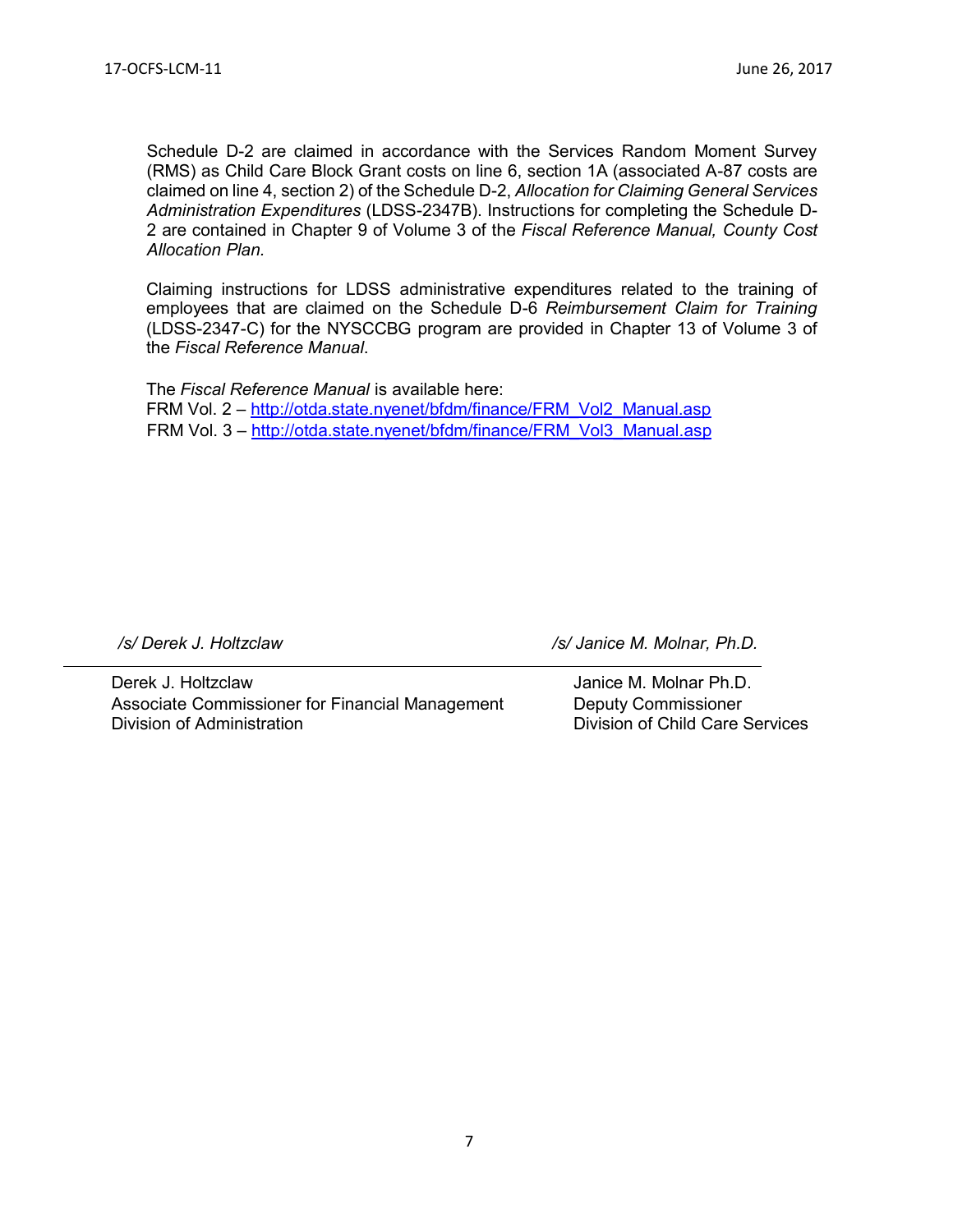Schedule D-2 are claimed in accordance with the Services Random Moment Survey (RMS) as Child Care Block Grant costs on line 6, section 1A (associated A-87 costs are claimed on line 4, section 2) of the Schedule D-2, *Allocation for Claiming General Services Administration Expenditures* (LDSS-2347B). Instructions for completing the Schedule D-2 are contained in Chapter 9 of Volume 3 of the *Fiscal Reference Manual, County Cost Allocation Plan.*

Claiming instructions for LDSS administrative expenditures related to the training of employees that are claimed on the Schedule D-6 *Reimbursement Claim for Training* (LDSS-2347-C) for the NYSCCBG program are provided in Chapter 13 of Volume 3 of the *Fiscal Reference Manual*.

The *Fiscal Reference Manual* is available here:
FRM Vol. 2 – [http://otda.state.nyenet/bfdm/finance/FRM_Vol2_Manual.asp](http://otda.state.nyenet/bfdm/finance/FRM_Vol2_Manual.asp)
FRM Vol. 3 – [http://otda.state.nyenet/bfdm/finance/FRM_Vol3_Manual.asp](http://otda.state.nyenet/bfdm/finance/FRM_Vol3_Manual.asp)

*/s/ Derek J. Holtzclaw*

Derek J. Holtzclaw
Associate Commissioner for Financial Management
Division of Administration

*/s/ Janice M. Molnar, Ph.D.*

Janice M. Molnar Ph.D.
Deputy Commissioner
Division of Child Care Services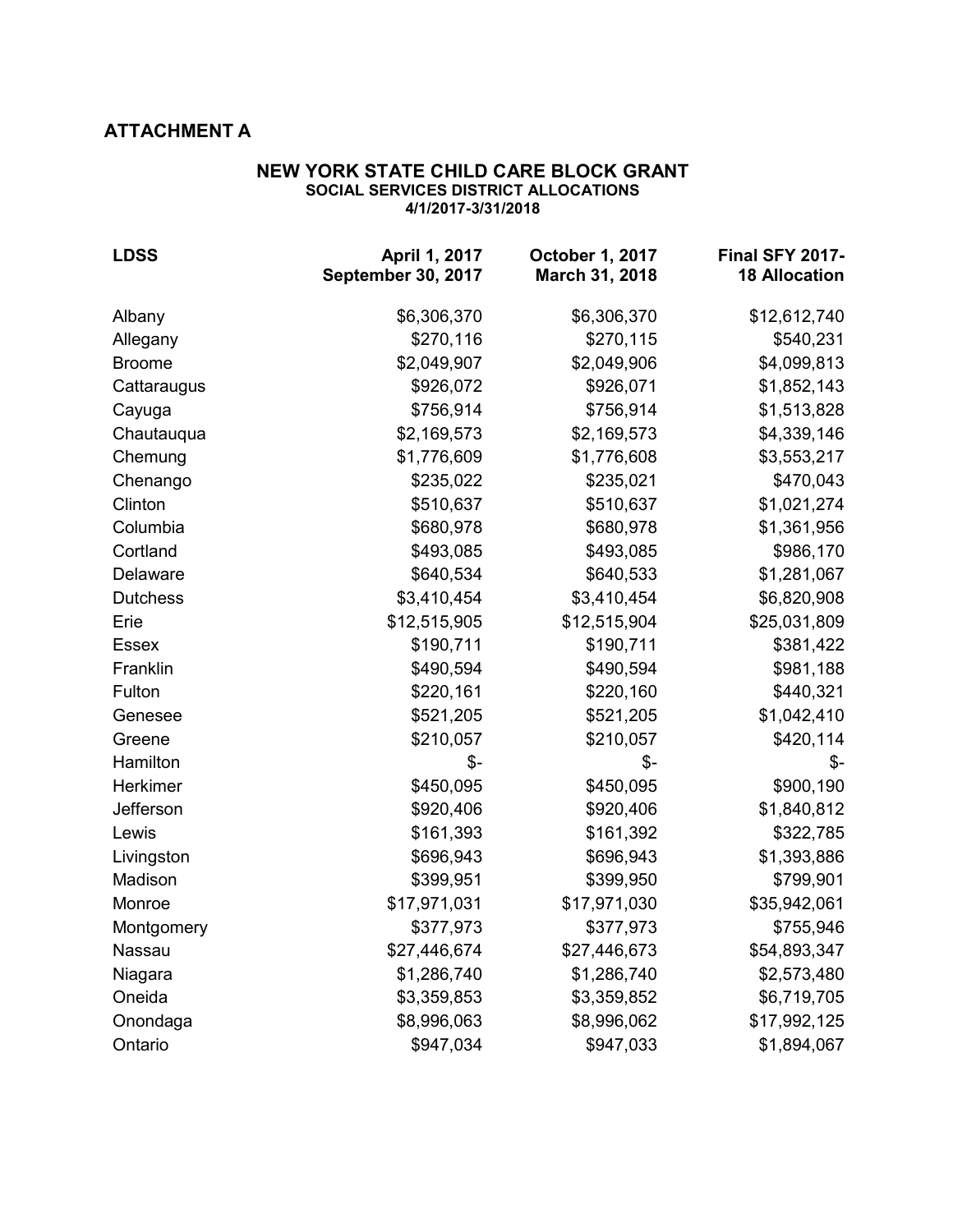## ATTACHMENT A

### NEW YORK STATE CHILD CARE BLOCK GRANT

**SOCIAL SERVICES DISTRICT ALLOCATIONS**

**4/1/2017-3/31/2018**

| LDSS | April 1, 2017 September 30, 2017 | October 1, 2017 March 31, 2018 | Final SFY 2017-18 Allocation |
|---|---|---|---|
| Albany | $6,306,370 | $6,306,370 | $12,612,740 |
| Allegany | $270,116 | $270,115 | $540,231 |
| Broome | $2,049,907 | $2,049,906 | $4,099,813 |
| Cattaraugus | $926,072 | $926,071 | $1,852,143 |
| Cayuga | $756,914 | $756,914 | $1,513,828 |
| Chautauqua | $2,169,573 | $2,169,573 | $4,339,146 |
| Chemung | $1,776,609 | $1,776,608 | $3,553,217 |
| Chenango | $235,022 | $235,021 | $470,043 |
| Clinton | $510,637 | $510,637 | $1,021,274 |
| Columbia | $680,978 | $680,978 | $1,361,956 |
| Cortland | $493,085 | $493,085 | $986,170 |
| Delaware | $640,534 | $640,533 | $1,281,067 |
| Dutchess | $3,410,454 | $3,410,454 | $6,820,908 |
| Erie | $12,515,905 | $12,515,904 | $25,031,809 |
| Essex | $190,711 | $190,711 | $381,422 |
| Franklin | $490,594 | $490,594 | $981,188 |
| Fulton | $220,161 | $220,160 | $440,321 |
| Genesee | $521,205 | $521,205 | $1,042,410 |
| Greene | $210,057 | $210,057 | $420,114 |
| Hamilton | $- | $- | $- |
| Herkimer | $450,095 | $450,095 | $900,190 |
| Jefferson | $920,406 | $920,406 | $1,840,812 |
| Lewis | $161,393 | $161,392 | $322,785 |
| Livingston | $696,943 | $696,943 | $1,393,886 |
| Madison | $399,951 | $399,950 | $799,901 |
| Monroe | $17,971,031 | $17,971,030 | $35,942,061 |
| Montgomery | $377,973 | $377,973 | $755,946 |
| Nassau | $27,446,674 | $27,446,673 | $54,893,347 |
| Niagara | $1,286,740 | $1,286,740 | $2,573,480 |
| Oneida | $3,359,853 | $3,359,852 | $6,719,705 |
| Onondaga | $8,996,063 | $8,996,062 | $17,992,125 |
| Ontario | $947,034 | $947,033 | $1,894,067 |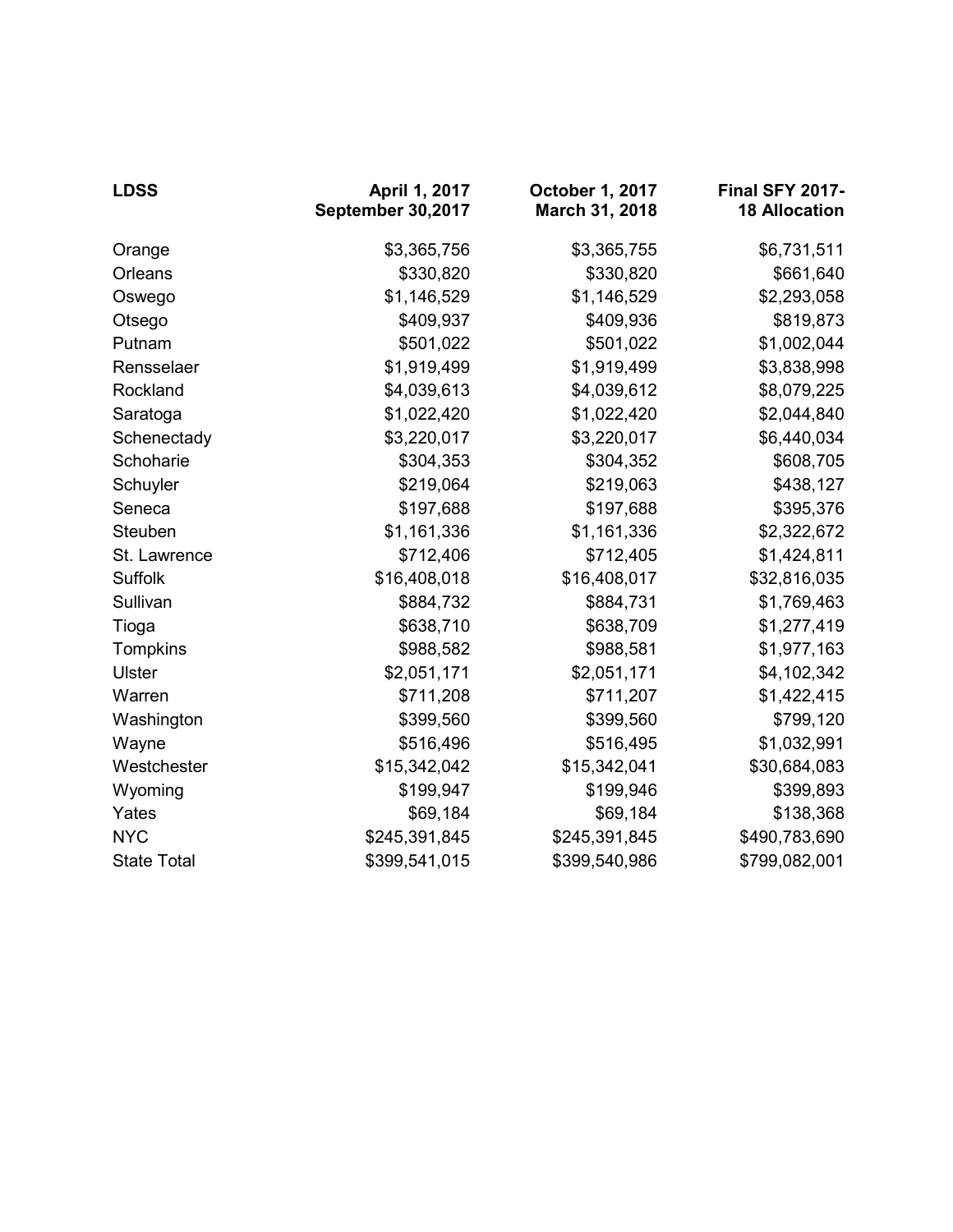| LDSS | April 1, 2017 September 30,2017 | October 1, 2017 March 31, 2018 | Final SFY 2017-18 Allocation |
|---|---|---|---|
| Orange | $3,365,756 | $3,365,755 | $6,731,511 |
| Orleans | $330,820 | $330,820 | $661,640 |
| Oswego | $1,146,529 | $1,146,529 | $2,293,058 |
| Otsego | $409,937 | $409,936 | $819,873 |
| Putnam | $501,022 | $501,022 | $1,002,044 |
| Rensselaer | $1,919,499 | $1,919,499 | $3,838,998 |
| Rockland | $4,039,613 | $4,039,612 | $8,079,225 |
| Saratoga | $1,022,420 | $1,022,420 | $2,044,840 |
| Schenectady | $3,220,017 | $3,220,017 | $6,440,034 |
| Schoharie | $304,353 | $304,352 | $608,705 |
| Schuyler | $219,064 | $219,063 | $438,127 |
| Seneca | $197,688 | $197,688 | $395,376 |
| Steuben | $1,161,336 | $1,161,336 | $2,322,672 |
| St. Lawrence | $712,406 | $712,405 | $1,424,811 |
| Suffolk | $16,408,018 | $16,408,017 | $32,816,035 |
| Sullivan | $884,732 | $884,731 | $1,769,463 |
| Tioga | $638,710 | $638,709 | $1,277,419 |
| Tompkins | $988,582 | $988,581 | $1,977,163 |
| Ulster | $2,051,171 | $2,051,171 | $4,102,342 |
| Warren | $711,208 | $711,207 | $1,422,415 |
| Washington | $399,560 | $399,560 | $799,120 |
| Wayne | $516,496 | $516,495 | $1,032,991 |
| Westchester | $15,342,042 | $15,342,041 | $30,684,083 |
| Wyoming | $199,947 | $199,946 | $399,893 |
| Yates | $69,184 | $69,184 | $138,368 |
| NYC | $245,391,845 | $245,391,845 | $490,783,690 |
| State Total | $399,541,015 | $399,540,986 | $799,082,001 |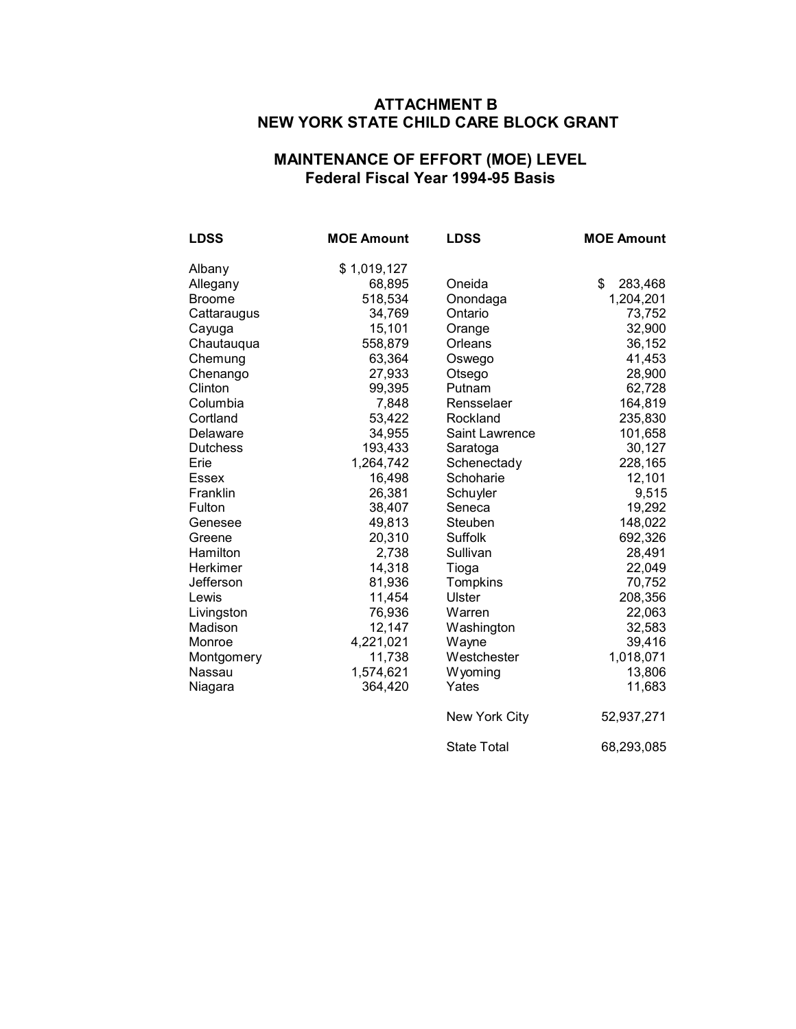## ATTACHMENT B
## NEW YORK STATE CHILD CARE BLOCK GRANT

### MAINTENANCE OF EFFORT (MOE) LEVEL
### Federal Fiscal Year 1994-95 Basis

| LDSS | MOE Amount | LDSS | MOE Amount |
|---|---|---|---|
| Albany | $ 1,019,127 | | |
| Allegany | 68,895 | Oneida | $ 283,468 |
| Broome | 518,534 | Onondaga | 1,204,201 |
| Cattaraugus | 34,769 | Ontario | 73,752 |
| Cayuga | 15,101 | Orange | 32,900 |
| Chautauqua | 558,879 | Orleans | 36,152 |
| Chemung | 63,364 | Oswego | 41,453 |
| Chenango | 27,933 | Otsego | 28,900 |
| Clinton | 99,395 | Putnam | 62,728 |
| Columbia | 7,848 | Rensselaer | 164,819 |
| Cortland | 53,422 | Rockland | 235,830 |
| Delaware | 34,955 | Saint Lawrence | 101,658 |
| Dutchess | 193,433 | Saratoga | 30,127 |
| Erie | 1,264,742 | Schenectady | 228,165 |
| Essex | 16,498 | Schoharie | 12,101 |
| Franklin | 26,381 | Schuyler | 9,515 |
| Fulton | 38,407 | Seneca | 19,292 |
| Genesee | 49,813 | Steuben | 148,022 |
| Greene | 20,310 | Suffolk | 692,326 |
| Hamilton | 2,738 | Sullivan | 28,491 |
| Herkimer | 14,318 | Tioga | 22,049 |
| Jefferson | 81,936 | Tompkins | 70,752 |
| Lewis | 11,454 | Ulster | 208,356 |
| Livingston | 76,936 | Warren | 22,063 |
| Madison | 12,147 | Washington | 32,583 |
| Monroe | 4,221,021 | Wayne | 39,416 |
| Montgomery | 11,738 | Westchester | 1,018,071 |
| Nassau | 1,574,621 | Wyoming | 13,806 |
| Niagara | 364,420 | Yates | 11,683 |
| | | New York City | 52,937,271 |
| | | State Total | 68,293,085 |